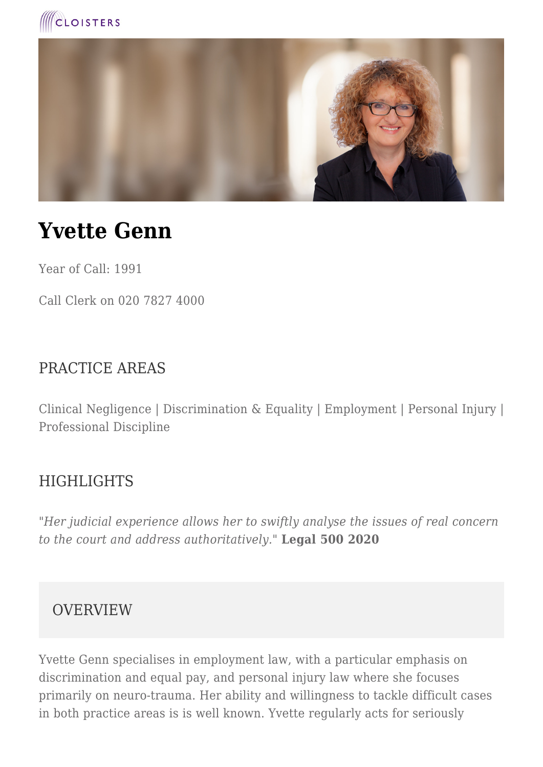CLOISTERS

# Yvette Genn

Year of Call: 1991

Call Clerk on 020 7827 4000

## PRACTICE AREAS

Clinical Negligence | Discrimination & Equality | Employment | Personal Injury | Professional Discipline

## HIGHLIGHTS

"*Her judicial experience allows her to swiftly analyse the issues of real concern to the court and address authoritatively.*" **Legal 500 2020**

## OVERVIEW

Yvette Genn specialises in employment law, with a particular emphasis on discrimination and equal pay, and personal injury law where she focuses primarily on neuro-trauma. Her ability and willingness to tackle difficult cases in both practice areas is is well known. Yvette regularly acts for seriously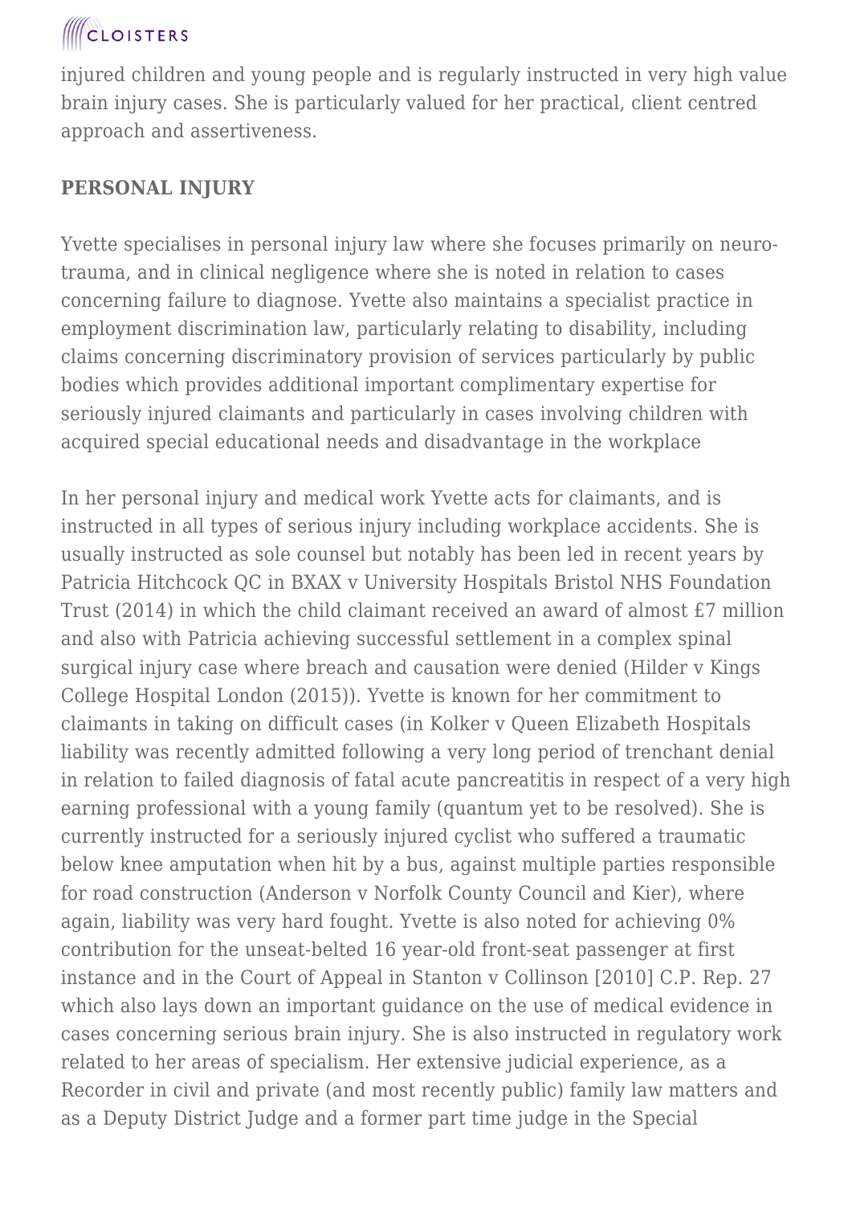injured children and young people and is regularly instructed in very high value brain injury cases. She is particularly valued for her practical, client centred approach and assertiveness.

## PERSONAL INJURY

Yvette specialises in personal injury law where she focuses primarily on neuro-trauma, and in clinical negligence where she is noted in relation to cases concerning failure to diagnose. Yvette also maintains a specialist practice in employment discrimination law, particularly relating to disability, including claims concerning discriminatory provision of services particularly by public bodies which provides additional important complimentary expertise for seriously injured claimants and particularly in cases involving children with acquired special educational needs and disadvantage in the workplace

In her personal injury and medical work Yvette acts for claimants, and is instructed in all types of serious injury including workplace accidents. She is usually instructed as sole counsel but notably has been led in recent years by Patricia Hitchcock QC in BXAX v University Hospitals Bristol NHS Foundation Trust (2014) in which the child claimant received an award of almost £7 million and also with Patricia achieving successful settlement in a complex spinal surgical injury case where breach and causation were denied (Hilder v Kings College Hospital London (2015)). Yvette is known for her commitment to claimants in taking on difficult cases (in Kolker v Queen Elizabeth Hospitals liability was recently admitted following a very long period of trenchant denial in relation to failed diagnosis of fatal acute pancreatitis in respect of a very high earning professional with a young family (quantum yet to be resolved). She is currently instructed for a seriously injured cyclist who suffered a traumatic below knee amputation when hit by a bus, against multiple parties responsible for road construction (Anderson v Norfolk County Council and Kier), where again, liability was very hard fought. Yvette is also noted for achieving 0% contribution for the unseat-belted 16 year-old front-seat passenger at first instance and in the Court of Appeal in Stanton v Collinson [2010] C.P. Rep. 27 which also lays down an important guidance on the use of medical evidence in cases concerning serious brain injury. She is also instructed in regulatory work related to her areas of specialism. Her extensive judicial experience, as a Recorder in civil and private (and most recently public) family law matters and as a Deputy District Judge and a former part time judge in the Special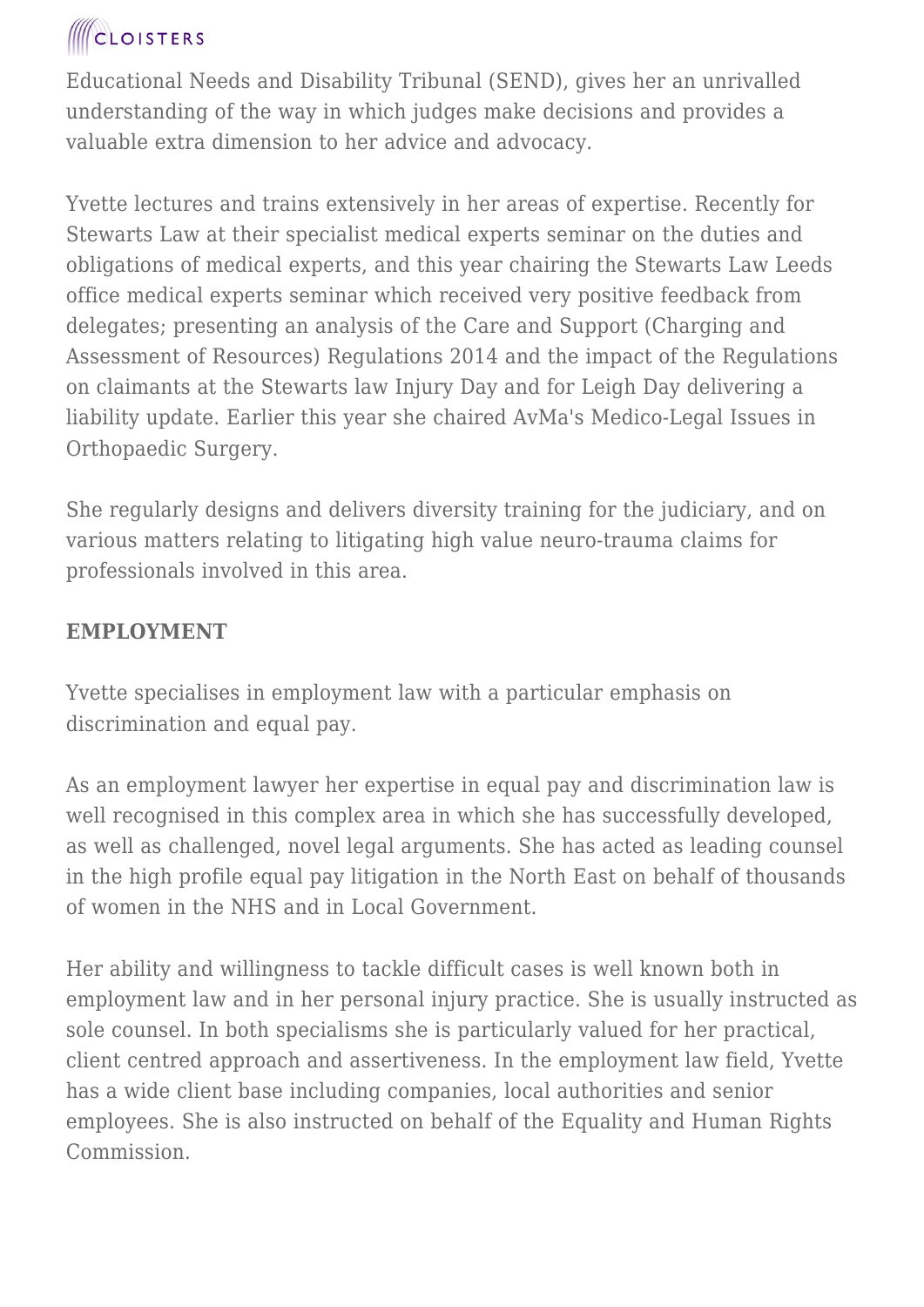Educational Needs and Disability Tribunal (SEND), gives her an unrivalled understanding of the way in which judges make decisions and provides a valuable extra dimension to her advice and advocacy.

Yvette lectures and trains extensively in her areas of expertise. Recently for Stewarts Law at their specialist medical experts seminar on the duties and obligations of medical experts, and this year chairing the Stewarts Law Leeds office medical experts seminar which received very positive feedback from delegates; presenting an analysis of the Care and Support (Charging and Assessment of Resources) Regulations 2014 and the impact of the Regulations on claimants at the Stewarts law Injury Day and for Leigh Day delivering a liability update. Earlier this year she chaired AvMa's Medico-Legal Issues in Orthopaedic Surgery.

She regularly designs and delivers diversity training for the judiciary, and on various matters relating to litigating high value neuro-trauma claims for professionals involved in this area.

**EMPLOYMENT**

Yvette specialises in employment law with a particular emphasis on discrimination and equal pay.

As an employment lawyer her expertise in equal pay and discrimination law is well recognised in this complex area in which she has successfully developed, as well as challenged, novel legal arguments. She has acted as leading counsel in the high profile equal pay litigation in the North East on behalf of thousands of women in the NHS and in Local Government.

Her ability and willingness to tackle difficult cases is well known both in employment law and in her personal injury practice. She is usually instructed as sole counsel. In both specialisms she is particularly valued for her practical, client centred approach and assertiveness. In the employment law field, Yvette has a wide client base including companies, local authorities and senior employees. She is also instructed on behalf of the Equality and Human Rights Commission.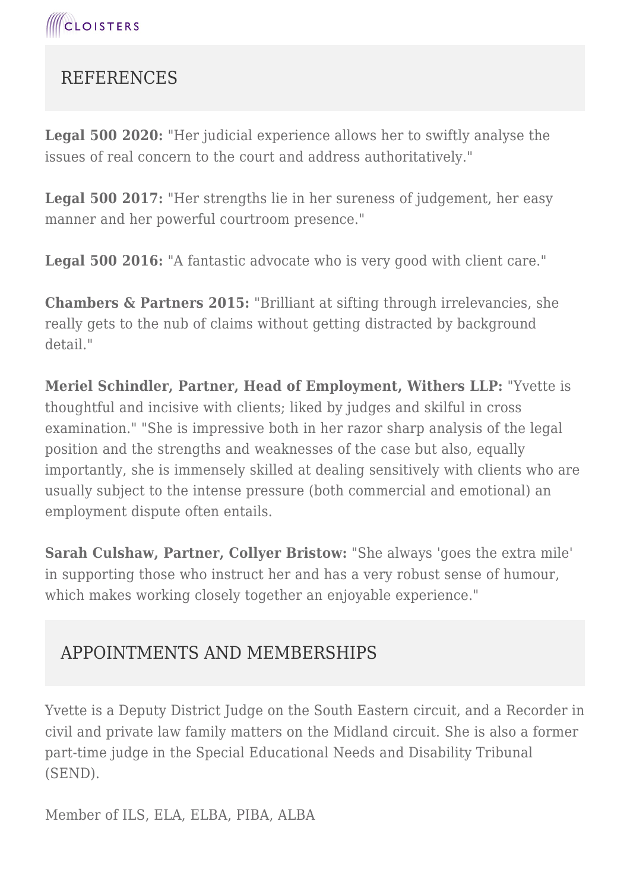## REFERENCES

**Legal 500 2020:** "Her judicial experience allows her to swiftly analyse the issues of real concern to the court and address authoritatively."

**Legal 500 2017:** "Her strengths lie in her sureness of judgement, her easy manner and her powerful courtroom presence."

**Legal 500 2016:** "A fantastic advocate who is very good with client care."

**Chambers & Partners 2015:** "Brilliant at sifting through irrelevancies, she really gets to the nub of claims without getting distracted by background detail."

**Meriel Schindler, Partner, Head of Employment, Withers LLP:** "Yvette is thoughtful and incisive with clients; liked by judges and skilful in cross examination." "She is impressive both in her razor sharp analysis of the legal position and the strengths and weaknesses of the case but also, equally importantly, she is immensely skilled at dealing sensitively with clients who are usually subject to the intense pressure (both commercial and emotional) an employment dispute often entails.

**Sarah Culshaw, Partner, Collyer Bristow:** "She always 'goes the extra mile' in supporting those who instruct her and has a very robust sense of humour, which makes working closely together an enjoyable experience."

## APPOINTMENTS AND MEMBERSHIPS

Yvette is a Deputy District Judge on the South Eastern circuit, and a Recorder in civil and private law family matters on the Midland circuit. She is also a former part-time judge in the Special Educational Needs and Disability Tribunal (SEND).

Member of ILS, ELA, ELBA, PIBA, ALBA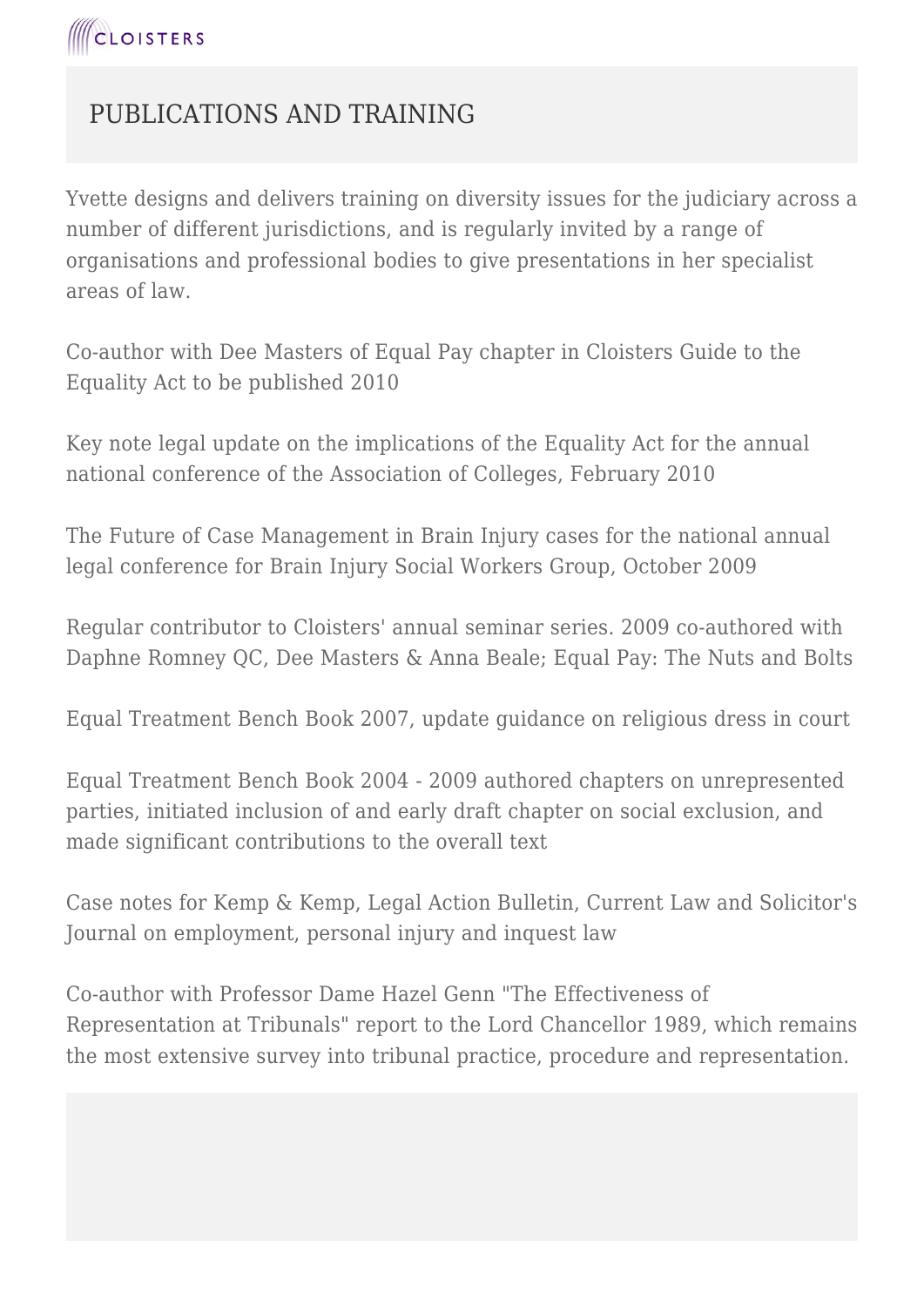## PUBLICATIONS AND TRAINING

Yvette designs and delivers training on diversity issues for the judiciary across a number of different jurisdictions, and is regularly invited by a range of organisations and professional bodies to give presentations in her specialist areas of law.

Co-author with Dee Masters of Equal Pay chapter in Cloisters Guide to the Equality Act to be published 2010

Key note legal update on the implications of the Equality Act for the annual national conference of the Association of Colleges, February 2010

The Future of Case Management in Brain Injury cases for the national annual legal conference for Brain Injury Social Workers Group, October 2009

Regular contributor to Cloisters' annual seminar series. 2009 co-authored with Daphne Romney QC, Dee Masters & Anna Beale; Equal Pay: The Nuts and Bolts

Equal Treatment Bench Book 2007, update guidance on religious dress in court

Equal Treatment Bench Book 2004 - 2009 authored chapters on unrepresented parties, initiated inclusion of and early draft chapter on social exclusion, and made significant contributions to the overall text

Case notes for Kemp & Kemp, Legal Action Bulletin, Current Law and Solicitor's Journal on employment, personal injury and inquest law

Co-author with Professor Dame Hazel Genn "The Effectiveness of Representation at Tribunals" report to the Lord Chancellor 1989, which remains the most extensive survey into tribunal practice, procedure and representation.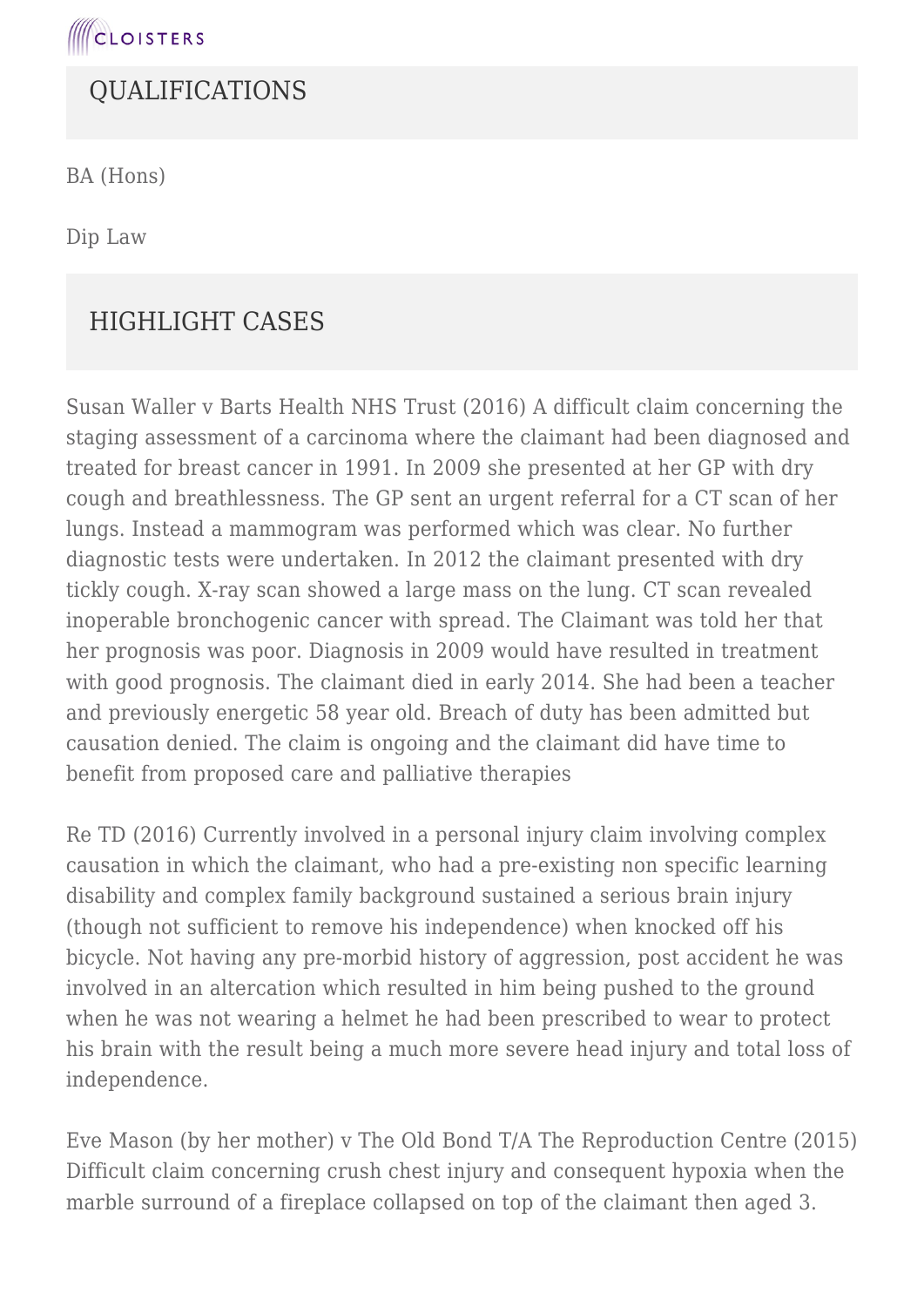## QUALIFICATIONS

BA (Hons)

Dip Law

## HIGHLIGHT CASES

Susan Waller v Barts Health NHS Trust (2016) A difficult claim concerning the staging assessment of a carcinoma where the claimant had been diagnosed and treated for breast cancer in 1991. In 2009 she presented at her GP with dry cough and breathlessness. The GP sent an urgent referral for a CT scan of her lungs. Instead a mammogram was performed which was clear. No further diagnostic tests were undertaken. In 2012 the claimant presented with dry tickly cough. X-ray scan showed a large mass on the lung. CT scan revealed inoperable bronchogenic cancer with spread. The Claimant was told her that her prognosis was poor. Diagnosis in 2009 would have resulted in treatment with good prognosis. The claimant died in early 2014. She had been a teacher and previously energetic 58 year old. Breach of duty has been admitted but causation denied. The claim is ongoing and the claimant did have time to benefit from proposed care and palliative therapies

Re TD (2016) Currently involved in a personal injury claim involving complex causation in which the claimant, who had a pre-existing non specific learning disability and complex family background sustained a serious brain injury (though not sufficient to remove his independence) when knocked off his bicycle. Not having any pre-morbid history of aggression, post accident he was involved in an altercation which resulted in him being pushed to the ground when he was not wearing a helmet he had been prescribed to wear to protect his brain with the result being a much more severe head injury and total loss of independence.

Eve Mason (by her mother) v The Old Bond T/A The Reproduction Centre (2015) Difficult claim concerning crush chest injury and consequent hypoxia when the marble surround of a fireplace collapsed on top of the claimant then aged 3.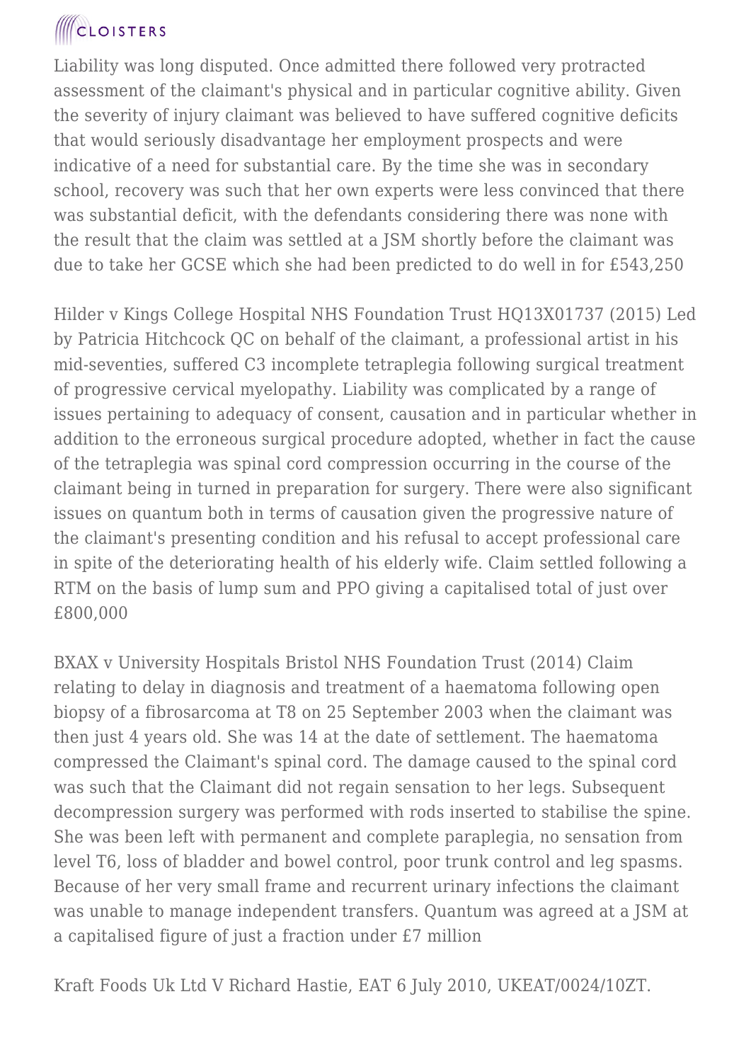Liability was long disputed. Once admitted there followed very protracted assessment of the claimant's physical and in particular cognitive ability. Given the severity of injury claimant was believed to have suffered cognitive deficits that would seriously disadvantage her employment prospects and were indicative of a need for substantial care. By the time she was in secondary school, recovery was such that her own experts were less convinced that there was substantial deficit, with the defendants considering there was none with the result that the claim was settled at a JSM shortly before the claimant was due to take her GCSE which she had been predicted to do well in for £543,250

Hilder v Kings College Hospital NHS Foundation Trust HQ13X01737 (2015) Led by Patricia Hitchcock QC on behalf of the claimant, a professional artist in his mid-seventies, suffered C3 incomplete tetraplegia following surgical treatment of progressive cervical myelopathy. Liability was complicated by a range of issues pertaining to adequacy of consent, causation and in particular whether in addition to the erroneous surgical procedure adopted, whether in fact the cause of the tetraplegia was spinal cord compression occurring in the course of the claimant being in turned in preparation for surgery. There were also significant issues on quantum both in terms of causation given the progressive nature of the claimant's presenting condition and his refusal to accept professional care in spite of the deteriorating health of his elderly wife. Claim settled following a RTM on the basis of lump sum and PPO giving a capitalised total of just over £800,000

BXAX v University Hospitals Bristol NHS Foundation Trust (2014) Claim relating to delay in diagnosis and treatment of a haematoma following open biopsy of a fibrosarcoma at T8 on 25 September 2003 when the claimant was then just 4 years old. She was 14 at the date of settlement. The haematoma compressed the Claimant's spinal cord. The damage caused to the spinal cord was such that the Claimant did not regain sensation to her legs. Subsequent decompression surgery was performed with rods inserted to stabilise the spine. She was been left with permanent and complete paraplegia, no sensation from level T6, loss of bladder and bowel control, poor trunk control and leg spasms. Because of her very small frame and recurrent urinary infections the claimant was unable to manage independent transfers. Quantum was agreed at a JSM at a capitalised figure of just a fraction under £7 million

Kraft Foods Uk Ltd V Richard Hastie, EAT 6 July 2010, UKEAT/0024/10ZT.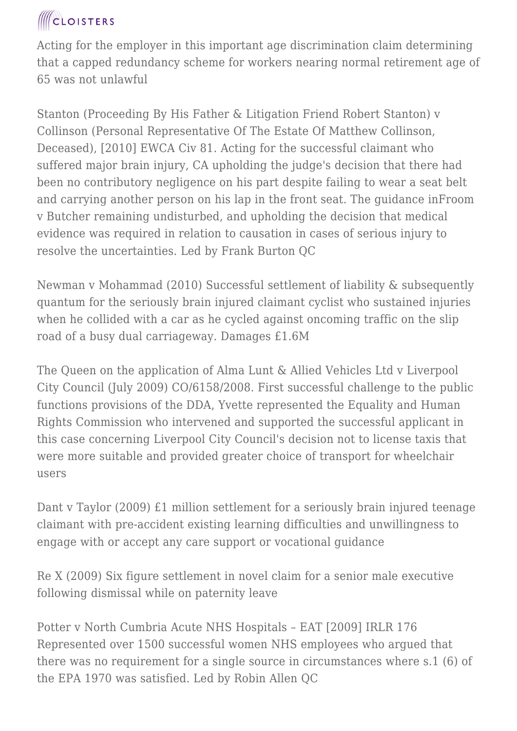Acting for the employer in this important age discrimination claim determining that a capped redundancy scheme for workers nearing normal retirement age of 65 was not unlawful

Stanton (Proceeding By His Father & Litigation Friend Robert Stanton) v Collinson (Personal Representative Of The Estate Of Matthew Collinson, Deceased), [2010] EWCA Civ 81. Acting for the successful claimant who suffered major brain injury, CA upholding the judge's decision that there had been no contributory negligence on his part despite failing to wear a seat belt and carrying another person on his lap in the front seat. The guidance inFroom v Butcher remaining undisturbed, and upholding the decision that medical evidence was required in relation to causation in cases of serious injury to resolve the uncertainties. Led by Frank Burton QC

Newman v Mohammad (2010) Successful settlement of liability & subsequently quantum for the seriously brain injured claimant cyclist who sustained injuries when he collided with a car as he cycled against oncoming traffic on the slip road of a busy dual carriageway. Damages £1.6M

The Queen on the application of Alma Lunt & Allied Vehicles Ltd v Liverpool City Council (July 2009) CO/6158/2008. First successful challenge to the public functions provisions of the DDA, Yvette represented the Equality and Human Rights Commission who intervened and supported the successful applicant in this case concerning Liverpool City Council's decision not to license taxis that were more suitable and provided greater choice of transport for wheelchair users

Dant v Taylor (2009) £1 million settlement for a seriously brain injured teenage claimant with pre-accident existing learning difficulties and unwillingness to engage with or accept any care support or vocational guidance

Re X (2009) Six figure settlement in novel claim for a senior male executive following dismissal while on paternity leave

Potter v North Cumbria Acute NHS Hospitals – EAT [2009] IRLR 176 Represented over 1500 successful women NHS employees who argued that there was no requirement for a single source in circumstances where s.1 (6) of the EPA 1970 was satisfied. Led by Robin Allen QC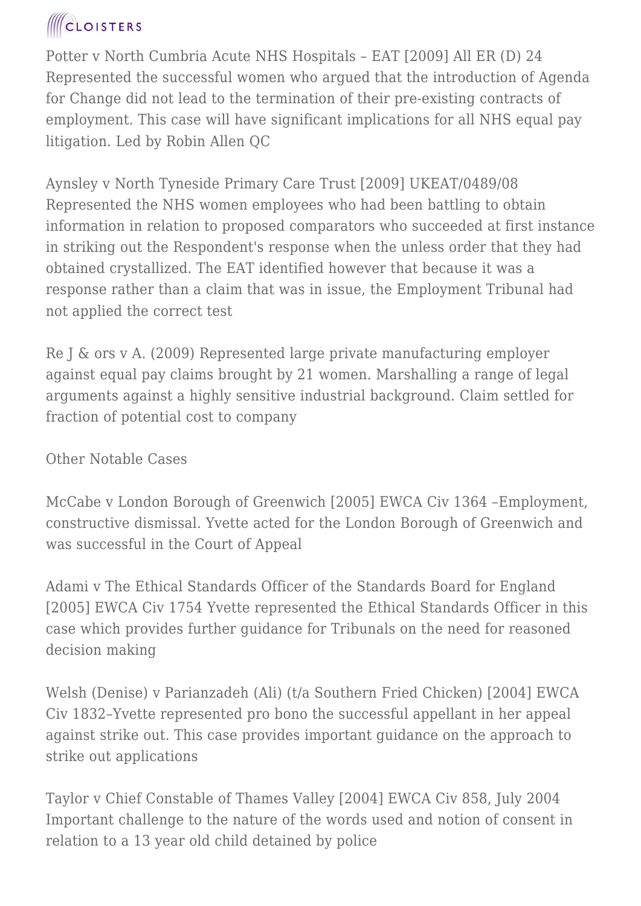Potter v North Cumbria Acute NHS Hospitals – EAT [2009] All ER (D) 24 Represented the successful women who argued that the introduction of Agenda for Change did not lead to the termination of their pre-existing contracts of employment. This case will have significant implications for all NHS equal pay litigation. Led by Robin Allen QC

Aynsley v North Tyneside Primary Care Trust [2009] UKEAT/0489/08 Represented the NHS women employees who had been battling to obtain information in relation to proposed comparators who succeeded at first instance in striking out the Respondent's response when the unless order that they had obtained crystallized. The EAT identified however that because it was a response rather than a claim that was in issue, the Employment Tribunal had not applied the correct test

Re J & ors v A. (2009) Represented large private manufacturing employer against equal pay claims brought by 21 women. Marshalling a range of legal arguments against a highly sensitive industrial background. Claim settled for fraction of potential cost to company

Other Notable Cases

McCabe v London Borough of Greenwich [2005] EWCA Civ 1364 –Employment, constructive dismissal. Yvette acted for the London Borough of Greenwich and was successful in the Court of Appeal

Adami v The Ethical Standards Officer of the Standards Board for England [2005] EWCA Civ 1754 Yvette represented the Ethical Standards Officer in this case which provides further guidance for Tribunals on the need for reasoned decision making

Welsh (Denise) v Parianzadeh (Ali) (t/a Southern Fried Chicken) [2004] EWCA Civ 1832–Yvette represented pro bono the successful appellant in her appeal against strike out. This case provides important guidance on the approach to strike out applications

Taylor v Chief Constable of Thames Valley [2004] EWCA Civ 858, July 2004 Important challenge to the nature of the words used and notion of consent in relation to a 13 year old child detained by police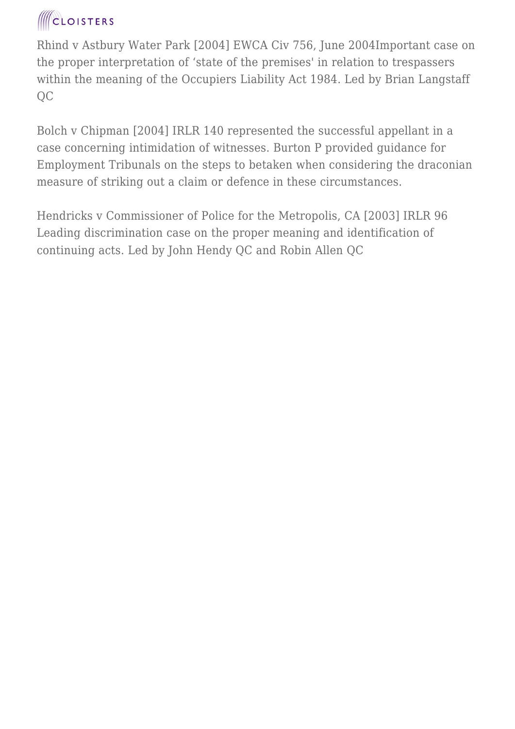Rhind v Astbury Water Park [2004] EWCA Civ 756, June 2004Important case on the proper interpretation of 'state of the premises' in relation to trespassers within the meaning of the Occupiers Liability Act 1984. Led by Brian Langstaff QC

Bolch v Chipman [2004] IRLR 140 represented the successful appellant in a case concerning intimidation of witnesses. Burton P provided guidance for Employment Tribunals on the steps to betaken when considering the draconian measure of striking out a claim or defence in these circumstances.

Hendricks v Commissioner of Police for the Metropolis, CA [2003] IRLR 96 Leading discrimination case on the proper meaning and identification of continuing acts. Led by John Hendy QC and Robin Allen QC